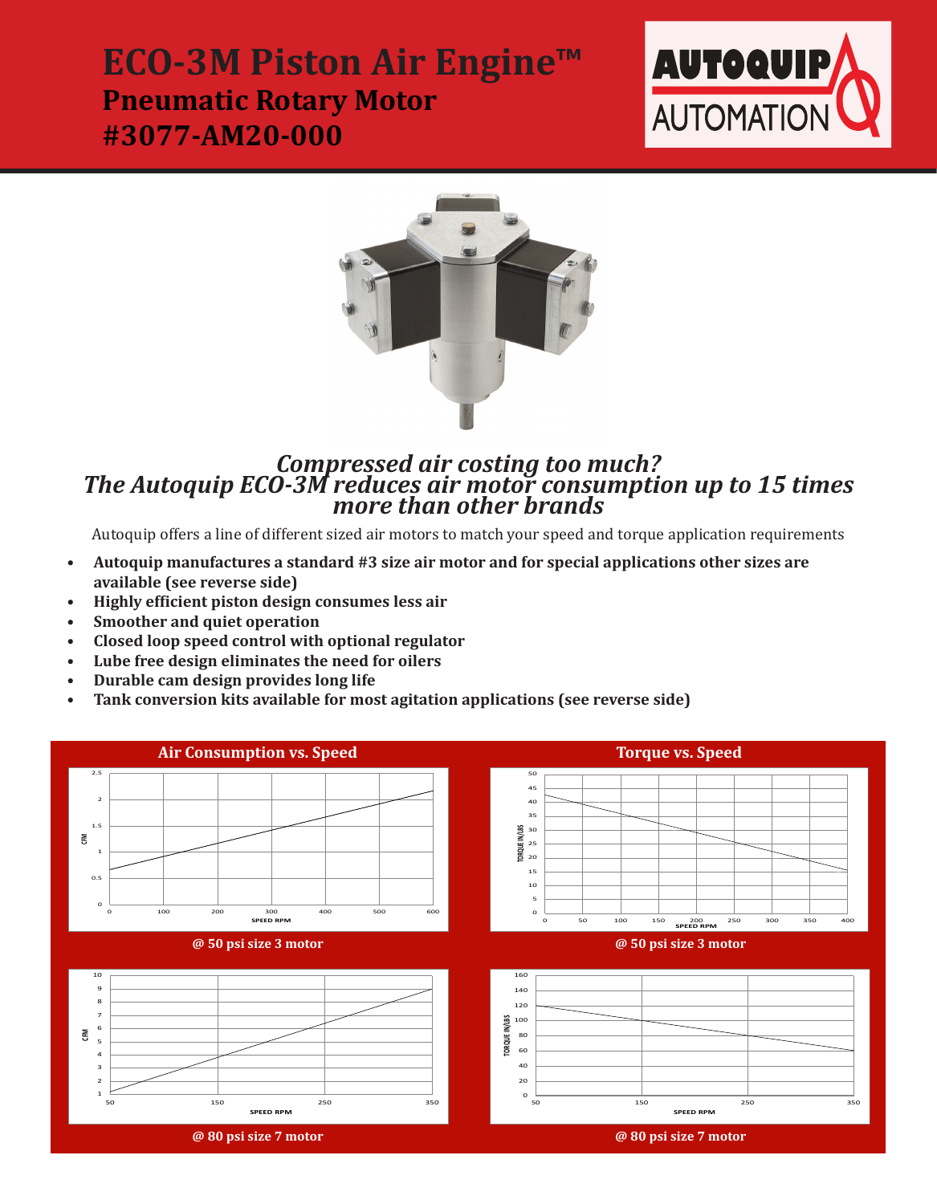# ECO-3M Piston Air Engine™

## Pneumatic Rotary Motor

## #3077-AM20-000

AUTOQUIP AUTOMATION

***Compressed air costing too much?***
***The Autoquip ECO-3M reduces air motor consumption up to 15 times more than other brands***

Autoquip offers a line of different sized air motors to match your speed and torque application requirements

- **Autoquip manufactures a standard #3 size air motor and for special applications other sizes are available (see reverse side)**
- **Highly efficient piston design consumes less air**
- **Smoother and quiet operation**
- **Closed loop speed control with optional regulator**
- **Lube free design eliminates the need for oilers**
- **Durable cam design provides long life**
- **Tank conversion kits available for most agitation applications (see reverse side)**

**Air Consumption vs. Speed**

**@ 50 psi size 3 motor**

**Torque vs. Speed**

**@ 50 psi size 3 motor**

**@ 80 psi size 7 motor**

**@ 80 psi size 7 motor**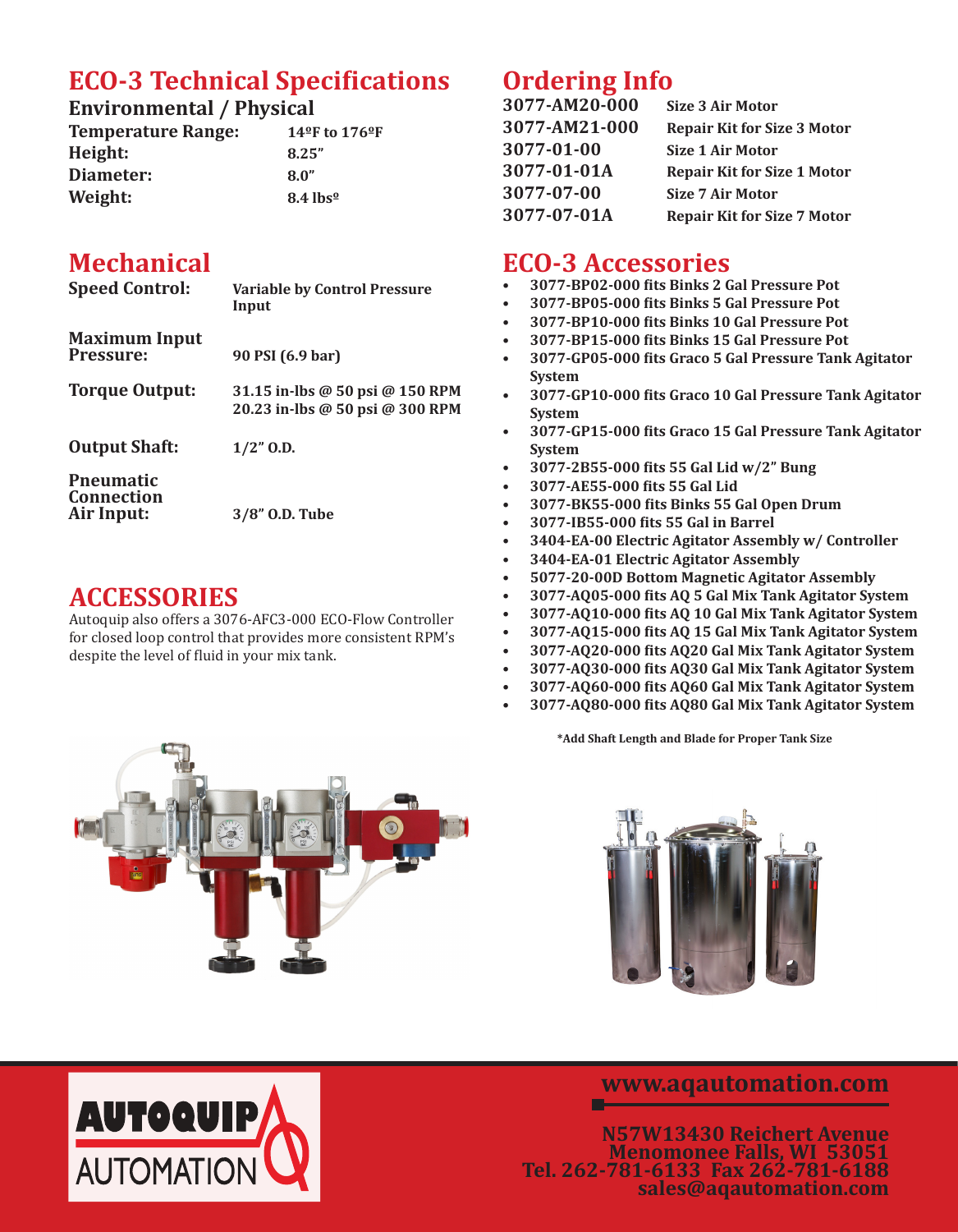# ECO-3 Technical Specifications

## Environmental / Physical

| | |
|---|---|
| **Temperature Range:** | **14ºF to 176ºF** |
| **Height:** | **8.25"** |
| **Diameter:** | **8.0"** |
| **Weight:** | **8.4 lbsº** |

## Mechanical

| | |
|---|---|
| **Speed Control:** | **Variable by Control Pressure Input** |
| **Maximum Input Pressure:** | **90 PSI (6.9 bar)** |
| **Torque Output:** | **31.15 in-lbs @ 50 psi @ 150 RPM**<br>**20.23 in-lbs @ 50 psi @ 300 RPM** |
| **Output Shaft:** | **1/2" O.D.** |
| **Pneumatic Connection Air Input:** | **3/8" O.D. Tube** |

## ACCESSORIES

Autoquip also offers a 3076-AFC3-000 ECO-Flow Controller for closed loop control that provides more consistent RPM's despite the level of fluid in your mix tank.

# Ordering Info

| | |
|---|---|
| **3077-AM20-000** | **Size 3 Air Motor** |
| **3077-AM21-000** | **Repair Kit for Size 3 Motor** |
| **3077-01-00** | **Size 1 Air Motor** |
| **3077-01-01A** | **Repair Kit for Size 1 Motor** |
| **3077-07-00** | **Size 7 Air Motor** |
| **3077-07-01A** | **Repair Kit for Size 7 Motor** |

# ECO-3 Accessories

- **3077-BP02-000 fits Binks 2 Gal Pressure Pot**
- **3077-BP05-000 fits Binks 5 Gal Pressure Pot**
- **3077-BP10-000 fits Binks 10 Gal Pressure Pot**
- **3077-BP15-000 fits Binks 15 Gal Pressure Pot**
- **3077-GP05-000 fits Graco 5 Gal Pressure Tank Agitator System**
- **3077-GP10-000 fits Graco 10 Gal Pressure Tank Agitator System**
- **3077-GP15-000 fits Graco 15 Gal Pressure Tank Agitator System**
- **3077-2B55-000 fits 55 Gal Lid w/2" Bung**
- **3077-AE55-000 fits 55 Gal Lid**
- **3077-BK55-000 fits Binks 55 Gal Open Drum**
- **3077-IB55-000 fits 55 Gal in Barrel**
- **3404-EA-00 Electric Agitator Assembly w/ Controller**
- **3404-EA-01 Electric Agitator Assembly**
- **5077-20-00D Bottom Magnetic Agitator Assembly**
- **3077-AQ05-000 fits AQ 5 Gal Mix Tank Agitator System**
- **3077-AQ10-000 fits AQ 10 Gal Mix Tank Agitator System**
- **3077-AQ15-000 fits AQ 15 Gal Mix Tank Agitator System**
- **3077-AQ20-000 fits AQ20 Gal Mix Tank Agitator System**
- **3077-AQ30-000 fits AQ30 Gal Mix Tank Agitator System**
- **3077-AQ60-000 fits AQ60 Gal Mix Tank Agitator System**
- **3077-AQ80-000 fits AQ80 Gal Mix Tank Agitator System**

**\*Add Shaft Length and Blade for Proper Tank Size**

AUTOQUIP AUTOMATION

**www.aqautomation.com**

**N57W13430 Reichert Avenue**
**Menomonee Falls, WI 53051**
**Tel. 262-781-6133 Fax 262-781-6188**
**sales@aqautomation.com**